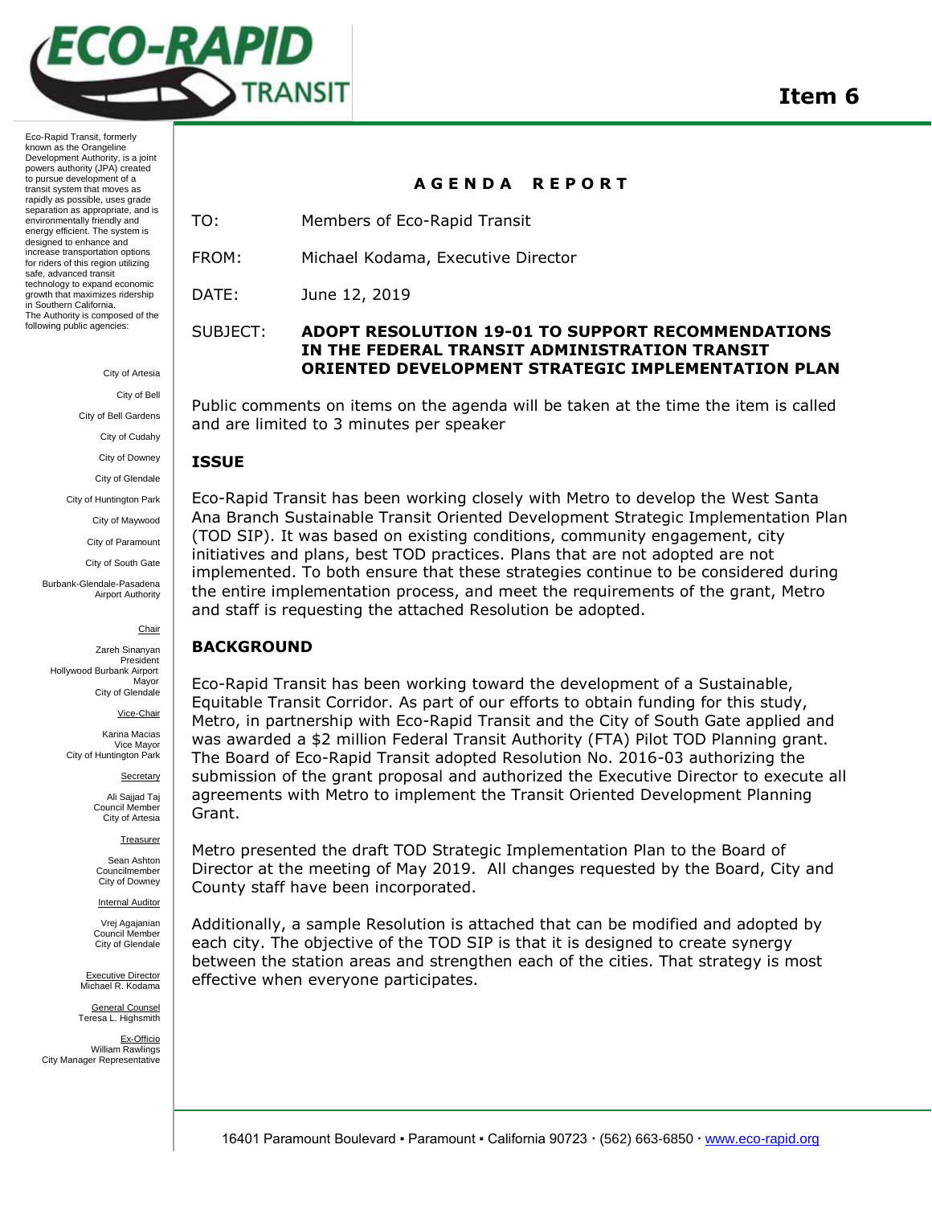# Item 6

Eco-Rapid Transit, formerly known as the Orangeline Development Authority, is a joint powers authority (JPA) created to pursue development of a transit system that moves as rapidly as possible, uses grade separation as appropriate, and is environmentally friendly and energy efficient. The system is designed to enhance and increase transportation options for riders of this region utilizing safe, advanced transit technology to expand economic growth that maximizes ridership in Southern California. The Authority is composed of the following public agencies:

City of Artesia
City of Bell
City of Bell Gardens
City of Cudahy
City of Downey
City of Glendale
City of Huntington Park
City of Maywood
City of Paramount
City of South Gate
Burbank-Glendale-Pasadena Airport Authority

Chair
Zareh Sinanyan
President
Hollywood Burbank Airport
Mayor
City of Glendale

Vice-Chair
Karina Macias
Vice Mayor
City of Huntington Park

Secretary
Ali Sajjad Taj
Council Member
City of Artesia

Treasurer
Sean Ashton
Councilmember
City of Downey

Internal Auditor
Vrej Agajanian
Council Member
City of Glendale

Executive Director
Michael R. Kodama

General Counsel
Teresa L. Highsmith

Ex-Officio
William Rawlings
City Manager Representative

## AGENDA REPORT

TO: Members of Eco-Rapid Transit

FROM: Michael Kodama, Executive Director

DATE: June 12, 2019

SUBJECT: **ADOPT RESOLUTION 19-01 TO SUPPORT RECOMMENDATIONS IN THE FEDERAL TRANSIT ADMINISTRATION TRANSIT ORIENTED DEVELOPMENT STRATEGIC IMPLEMENTATION PLAN**

Public comments on items on the agenda will be taken at the time the item is called and are limited to 3 minutes per speaker

### ISSUE

Eco-Rapid Transit has been working closely with Metro to develop the West Santa Ana Branch Sustainable Transit Oriented Development Strategic Implementation Plan (TOD SIP). It was based on existing conditions, community engagement, city initiatives and plans, best TOD practices. Plans that are not adopted are not implemented. To both ensure that these strategies continue to be considered during the entire implementation process, and meet the requirements of the grant, Metro and staff is requesting the attached Resolution be adopted.

### BACKGROUND

Eco-Rapid Transit has been working toward the development of a Sustainable, Equitable Transit Corridor. As part of our efforts to obtain funding for this study, Metro, in partnership with Eco-Rapid Transit and the City of South Gate applied and was awarded a $2 million Federal Transit Authority (FTA) Pilot TOD Planning grant. The Board of Eco-Rapid Transit adopted Resolution No. 2016-03 authorizing the submission of the grant proposal and authorized the Executive Director to execute all agreements with Metro to implement the Transit Oriented Development Planning Grant.

Metro presented the draft TOD Strategic Implementation Plan to the Board of Director at the meeting of May 2019. All changes requested by the Board, City and County staff have been incorporated.

Additionally, a sample Resolution is attached that can be modified and adopted by each city. The objective of the TOD SIP is that it is designed to create synergy between the station areas and strengthen each of the cities. That strategy is most effective when everyone participates.

16401 Paramount Boulevard ▪ Paramount ▪ California 90723 · (562) 663-6850 · www.eco-rapid.org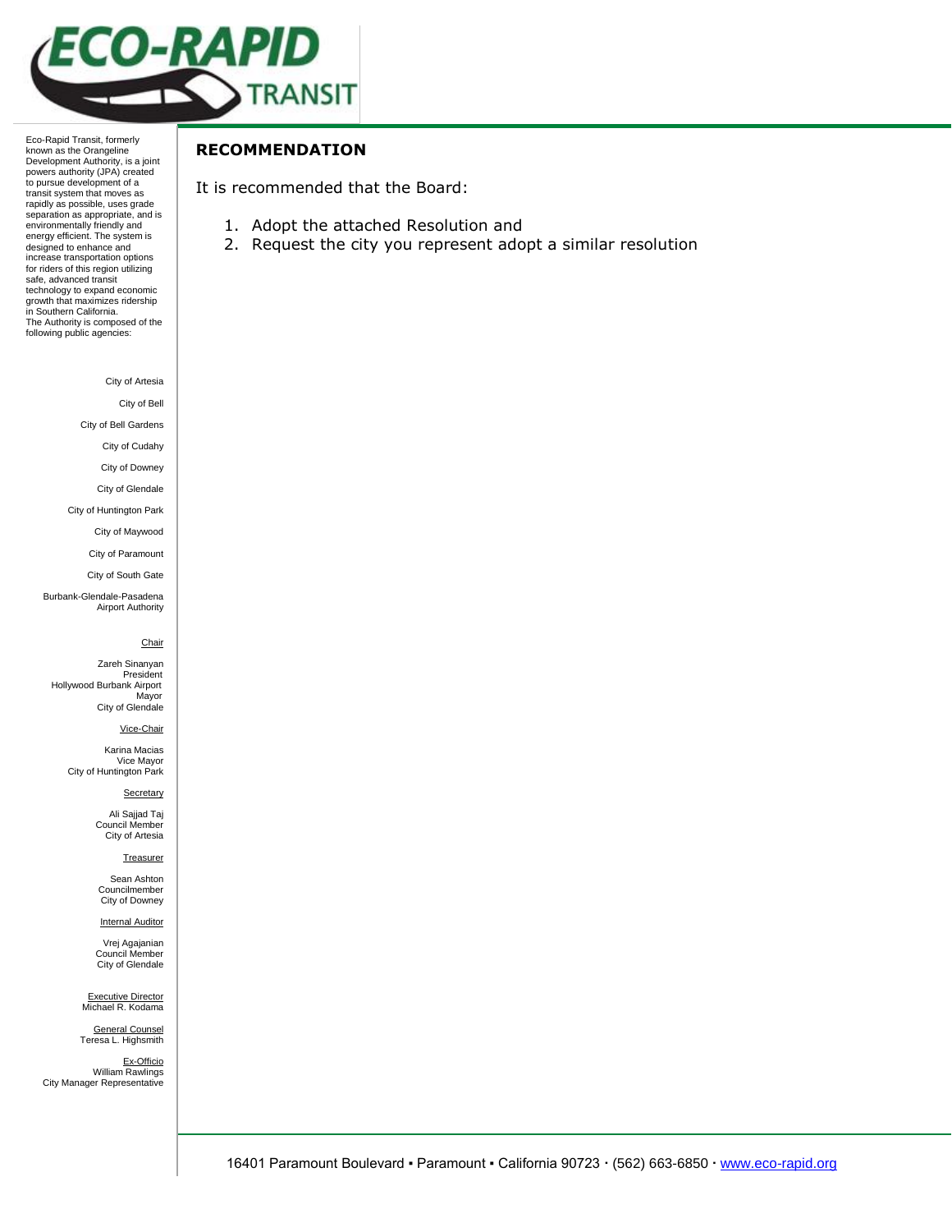# ECO-RAPID TRANSIT

Eco-Rapid Transit, formerly known as the Orangeline Development Authority, is a joint powers authority (JPA) created to pursue development of a transit system that moves as rapidly as possible, uses grade separation as appropriate, and is environmentally friendly and energy efficient. The system is designed to enhance and increase transportation options for riders of this region utilizing safe, advanced transit technology to expand economic growth that maximizes ridership in Southern California.
The Authority is composed of the following public agencies:

City of Artesia

City of Bell

City of Bell Gardens

City of Cudahy

City of Downey

City of Glendale

City of Huntington Park

City of Maywood

City of Paramount

City of South Gate

Burbank-Glendale-Pasadena Airport Authority

Chair

Zareh Sinanyan
President
Hollywood Burbank Airport
Mayor
City of Glendale

Vice-Chair

Karina Macias
Vice Mayor
City of Huntington Park

Secretary

Ali Sajjad Taj
Council Member
City of Artesia

Treasurer

Sean Ashton
Councilmember
City of Downey

Internal Auditor

Vrej Agajanian
Council Member
City of Glendale

Executive Director
Michael R. Kodama

General Counsel
Teresa L. Highsmith

Ex-Officio
William Rawlings
City Manager Representative

## RECOMMENDATION

It is recommended that the Board:

1. Adopt the attached Resolution and
2. Request the city you represent adopt a similar resolution

16401 Paramount Boulevard ▪ Paramount ▪ California 90723 · (562) 663-6850 · www.eco-rapid.org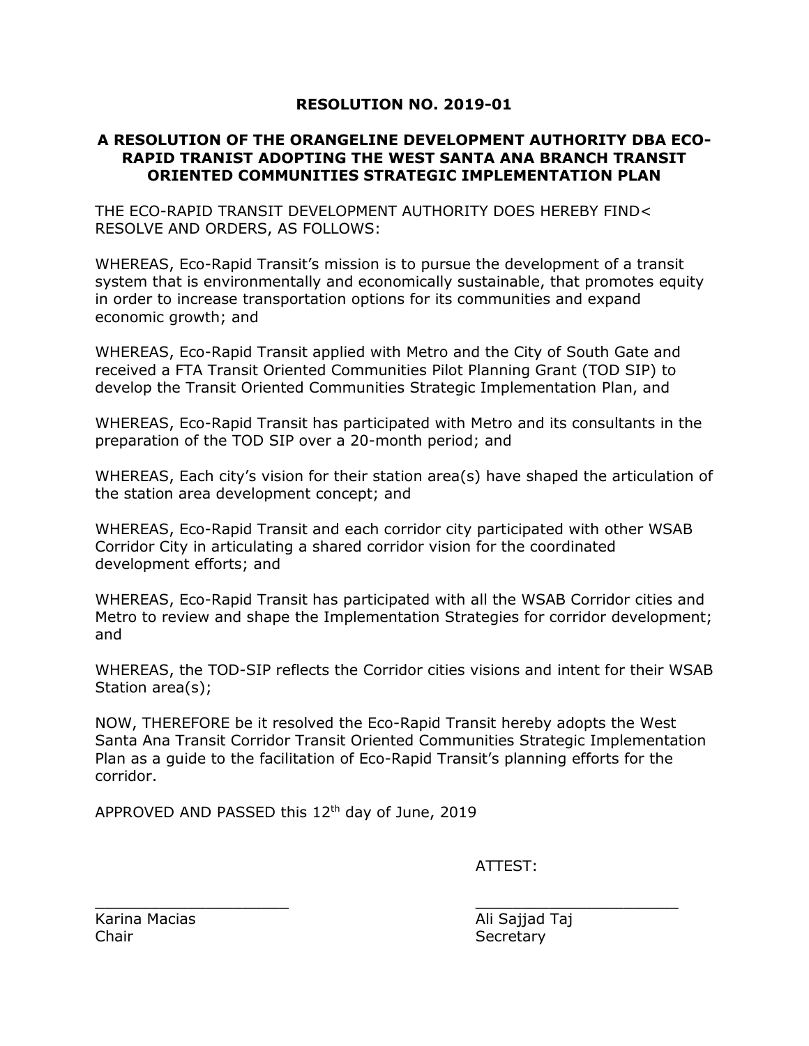# RESOLUTION NO. 2019-01

## A RESOLUTION OF THE ORANGELINE DEVELOPMENT AUTHORITY DBA ECO-RAPID TRANIST ADOPTING THE WEST SANTA ANA BRANCH TRANSIT ORIENTED COMMUNITIES STRATEGIC IMPLEMENTATION PLAN

THE ECO-RAPID TRANSIT DEVELOPMENT AUTHORITY DOES HEREBY FIND< RESOLVE AND ORDERS, AS FOLLOWS:

WHEREAS, Eco-Rapid Transit's mission is to pursue the development of a transit system that is environmentally and economically sustainable, that promotes equity in order to increase transportation options for its communities and expand economic growth; and

WHEREAS, Eco-Rapid Transit applied with Metro and the City of South Gate and received a FTA Transit Oriented Communities Pilot Planning Grant (TOD SIP) to develop the Transit Oriented Communities Strategic Implementation Plan, and

WHEREAS, Eco-Rapid Transit has participated with Metro and its consultants in the preparation of the TOD SIP over a 20-month period; and

WHEREAS, Each city's vision for their station area(s) have shaped the articulation of the station area development concept; and

WHEREAS, Eco-Rapid Transit and each corridor city participated with other WSAB Corridor City in articulating a shared corridor vision for the coordinated development efforts; and

WHEREAS, Eco-Rapid Transit has participated with all the WSAB Corridor cities and Metro to review and shape the Implementation Strategies for corridor development; and

WHEREAS, the TOD-SIP reflects the Corridor cities visions and intent for their WSAB Station area(s);

NOW, THEREFORE be it resolved the Eco-Rapid Transit hereby adopts the West Santa Ana Transit Corridor Transit Oriented Communities Strategic Implementation Plan as a guide to the facilitation of Eco-Rapid Transit's planning efforts for the corridor.

APPROVED AND PASSED this 12th day of June, 2019

ATTEST:

| ______________________ | ______________________ |
| --- | --- |
| Karina Macias | Ali Sajjad Taj |
| Chair | Secretary |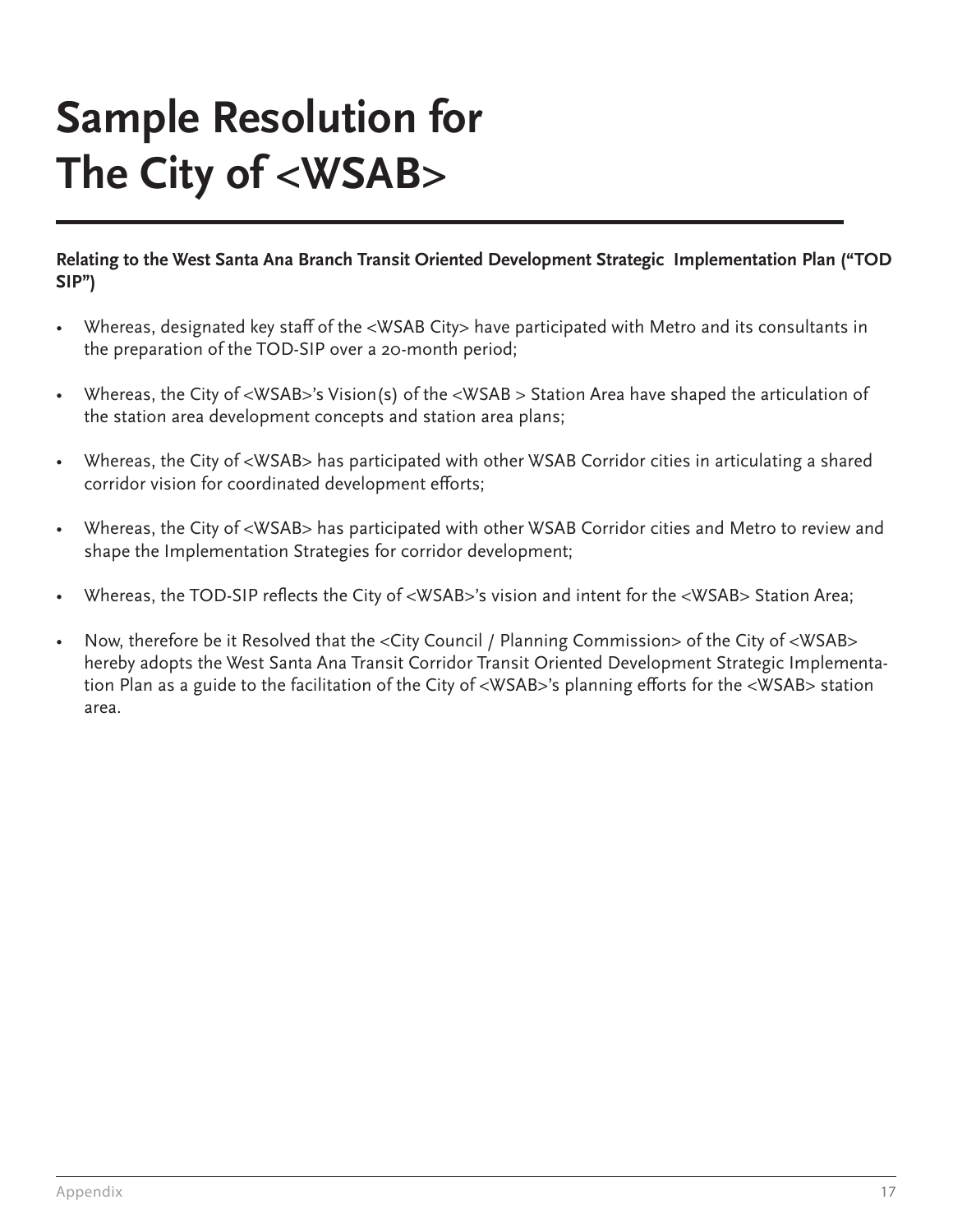# Sample Resolution for The City of <WSAB>

**Relating to the West Santa Ana Branch Transit Oriented Development Strategic Implementation Plan ("TOD SIP")**

- Whereas, designated key staff of the <WSAB City> have participated with Metro and its consultants in the preparation of the TOD-SIP over a 20-month period;
- Whereas, the City of <WSAB>'s Vision(s) of the <WSAB > Station Area have shaped the articulation of the station area development concepts and station area plans;
- Whereas, the City of <WSAB> has participated with other WSAB Corridor cities in articulating a shared corridor vision for coordinated development efforts;
- Whereas, the City of <WSAB> has participated with other WSAB Corridor cities and Metro to review and shape the Implementation Strategies for corridor development;
- Whereas, the TOD-SIP reflects the City of <WSAB>'s vision and intent for the <WSAB> Station Area;
- Now, therefore be it Resolved that the <City Council / Planning Commission> of the City of <WSAB> hereby adopts the West Santa Ana Transit Corridor Transit Oriented Development Strategic Implementation Plan as a guide to the facilitation of the City of <WSAB>'s planning efforts for the <WSAB> station area.